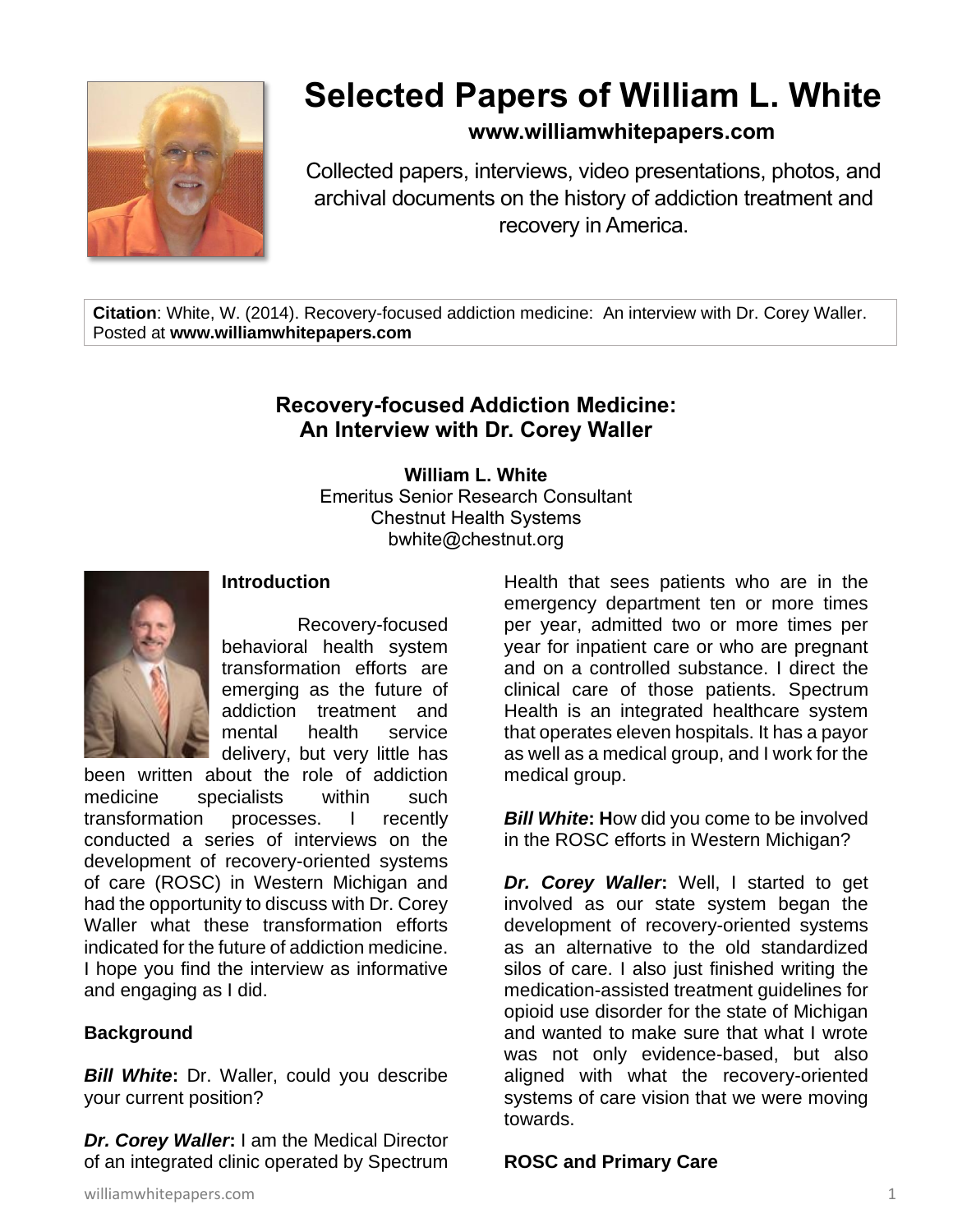# Selected Papers of William L. White

**www.williamwhitepapers.com**

Collected papers, interviews, video presentations, photos, and archival documents on the history of addiction treatment and recovery in America.

**Citation**: White, W. (2014). Recovery-focused addiction medicine: An interview with Dr. Corey Waller. Posted at **www.williamwhitepapers.com**

## Recovery-focused Addiction Medicine: An Interview with Dr. Corey Waller

**William L. White**
Emeritus Senior Research Consultant
Chestnut Health Systems
bwhite@chestnut.org

### Introduction

Recovery-focused behavioral health system transformation efforts are emerging as the future of addiction treatment and mental health service delivery, but very little has been written about the role of addiction medicine specialists within such transformation processes. I recently conducted a series of interviews on the development of recovery-oriented systems of care (ROSC) in Western Michigan and had the opportunity to discuss with Dr. Corey Waller what these transformation efforts indicated for the future of addiction medicine. I hope you find the interview as informative and engaging as I did.

### Background

***Bill White*:** Dr. Waller, could you describe your current position?

***Dr. Corey Waller*:** I am the Medical Director of an integrated clinic operated by Spectrum Health that sees patients who are in the emergency department ten or more times per year, admitted two or more times per year for inpatient care or who are pregnant and on a controlled substance. I direct the clinical care of those patients. Spectrum Health is an integrated healthcare system that operates eleven hospitals. It has a payor as well as a medical group, and I work for the medical group.

***Bill White*:** How did you come to be involved in the ROSC efforts in Western Michigan?

***Dr. Corey Waller*:** Well, I started to get involved as our state system began the development of recovery-oriented systems as an alternative to the old standardized silos of care. I also just finished writing the medication-assisted treatment guidelines for opioid use disorder for the state of Michigan and wanted to make sure that what I wrote was not only evidence-based, but also aligned with what the recovery-oriented systems of care vision that we were moving towards.

### ROSC and Primary Care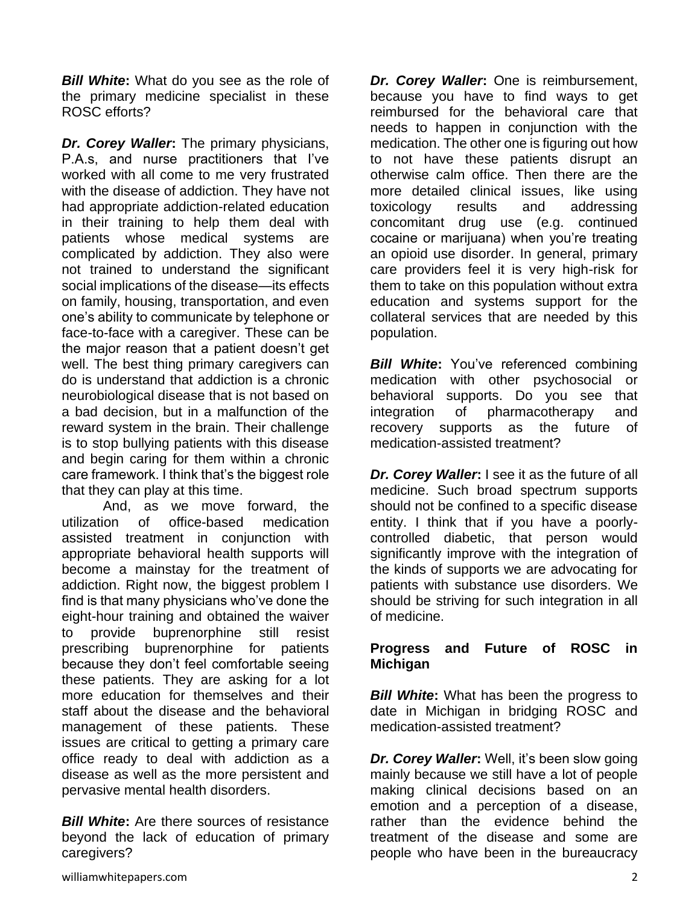***Bill White*:** What do you see as the role of the primary medicine specialist in these ROSC efforts?

***Dr. Corey Waller*:** The primary physicians, P.A.s, and nurse practitioners that I've worked with all come to me very frustrated with the disease of addiction. They have not had appropriate addiction-related education in their training to help them deal with patients whose medical systems are complicated by addiction. They also were not trained to understand the significant social implications of the disease—its effects on family, housing, transportation, and even one's ability to communicate by telephone or face-to-face with a caregiver. These can be the major reason that a patient doesn't get well. The best thing primary caregivers can do is understand that addiction is a chronic neurobiological disease that is not based on a bad decision, but in a malfunction of the reward system in the brain. Their challenge is to stop bullying patients with this disease and begin caring for them within a chronic care framework. I think that's the biggest role that they can play at this time.

And, as we move forward, the utilization of office-based medication assisted treatment in conjunction with appropriate behavioral health supports will become a mainstay for the treatment of addiction. Right now, the biggest problem I find is that many physicians who've done the eight-hour training and obtained the waiver to provide buprenorphine still resist prescribing buprenorphine for patients because they don't feel comfortable seeing these patients. They are asking for a lot more education for themselves and their staff about the disease and the behavioral management of these patients. These issues are critical to getting a primary care office ready to deal with addiction as a disease as well as the more persistent and pervasive mental health disorders.

***Bill White*:** Are there sources of resistance beyond the lack of education of primary caregivers?

***Dr. Corey Waller*:** One is reimbursement, because you have to find ways to get reimbursed for the behavioral care that needs to happen in conjunction with the medication. The other one is figuring out how to not have these patients disrupt an otherwise calm office. Then there are the more detailed clinical issues, like using toxicology results and addressing concomitant drug use (e.g. continued cocaine or marijuana) when you're treating an opioid use disorder. In general, primary care providers feel it is very high-risk for them to take on this population without extra education and systems support for the collateral services that are needed by this population.

***Bill White*:** You've referenced combining medication with other psychosocial or behavioral supports. Do you see that integration of pharmacotherapy and recovery supports as the future of medication-assisted treatment?

***Dr. Corey Waller*:** I see it as the future of all medicine. Such broad spectrum supports should not be confined to a specific disease entity. I think that if you have a poorly-controlled diabetic, that person would significantly improve with the integration of the kinds of supports we are advocating for patients with substance use disorders. We should be striving for such integration in all of medicine.

**Progress and Future of ROSC in Michigan**

***Bill White*:** What has been the progress to date in Michigan in bridging ROSC and medication-assisted treatment?

***Dr. Corey Waller*:** Well, it's been slow going mainly because we still have a lot of people making clinical decisions based on an emotion and a perception of a disease, rather than the evidence behind the treatment of the disease and some are people who have been in the bureaucracy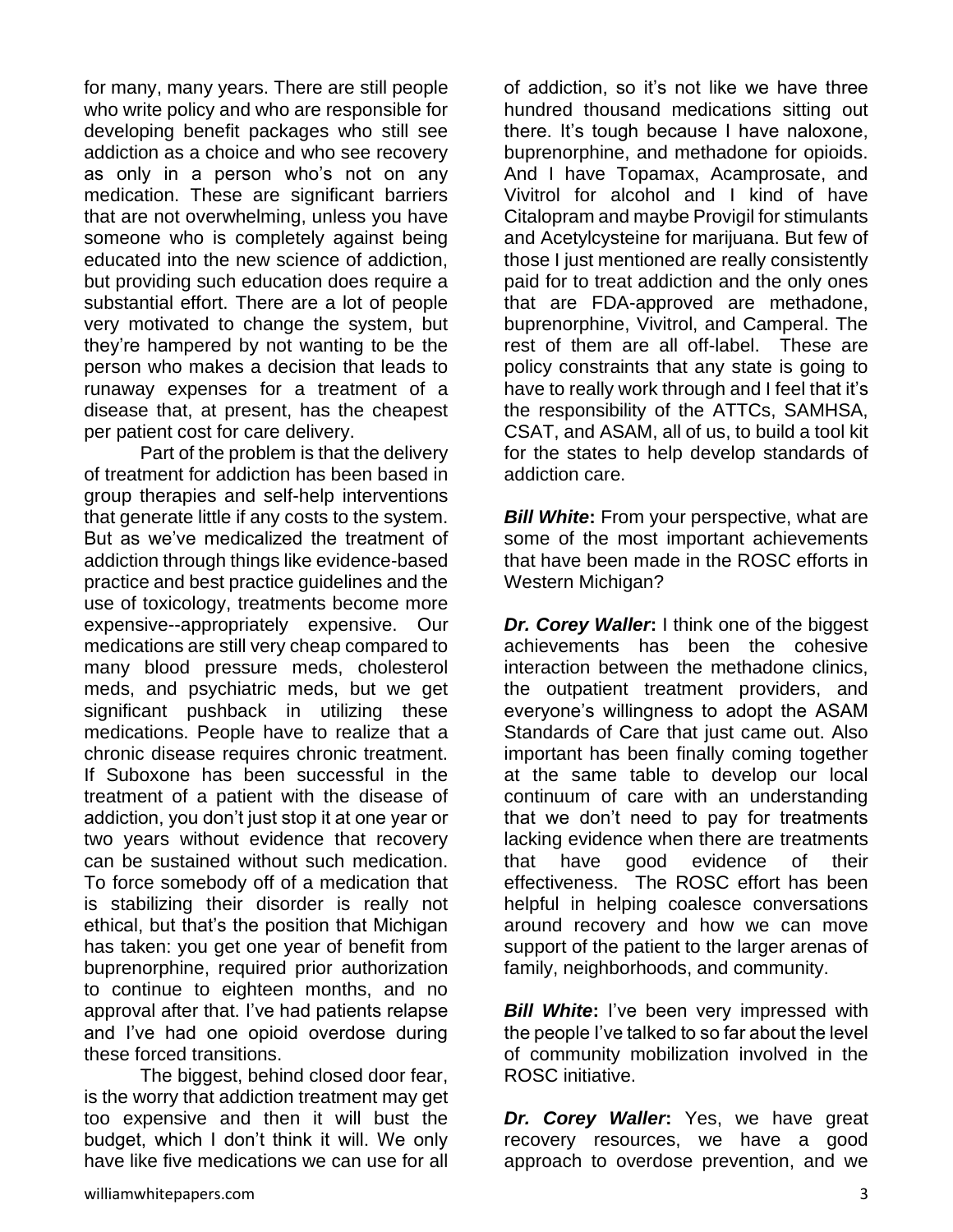for many, many years. There are still people who write policy and who are responsible for developing benefit packages who still see addiction as a choice and who see recovery as only in a person who's not on any medication. These are significant barriers that are not overwhelming, unless you have someone who is completely against being educated into the new science of addiction, but providing such education does require a substantial effort. There are a lot of people very motivated to change the system, but they're hampered by not wanting to be the person who makes a decision that leads to runaway expenses for a treatment of a disease that, at present, has the cheapest per patient cost for care delivery.

Part of the problem is that the delivery of treatment for addiction has been based in group therapies and self-help interventions that generate little if any costs to the system. But as we've medicalized the treatment of addiction through things like evidence-based practice and best practice guidelines and the use of toxicology, treatments become more expensive--appropriately expensive. Our medications are still very cheap compared to many blood pressure meds, cholesterol meds, and psychiatric meds, but we get significant pushback in utilizing these medications. People have to realize that a chronic disease requires chronic treatment. If Suboxone has been successful in the treatment of a patient with the disease of addiction, you don't just stop it at one year or two years without evidence that recovery can be sustained without such medication. To force somebody off of a medication that is stabilizing their disorder is really not ethical, but that's the position that Michigan has taken: you get one year of benefit from buprenorphine, required prior authorization to continue to eighteen months, and no approval after that. I've had patients relapse and I've had one opioid overdose during these forced transitions.

The biggest, behind closed door fear, is the worry that addiction treatment may get too expensive and then it will bust the budget, which I don't think it will. We only have like five medications we can use for all of addiction, so it's not like we have three hundred thousand medications sitting out there. It's tough because I have naloxone, buprenorphine, and methadone for opioids. And I have Topamax, Acamprosate, and Vivitrol for alcohol and I kind of have Citalopram and maybe Provigil for stimulants and Acetylcysteine for marijuana. But few of those I just mentioned are really consistently paid for to treat addiction and the only ones that are FDA-approved are methadone, buprenorphine, Vivitrol, and Camperal. The rest of them are all off-label. These are policy constraints that any state is going to have to really work through and I feel that it's the responsibility of the ATTCs, SAMHSA, CSAT, and ASAM, all of us, to build a tool kit for the states to help develop standards of addiction care.

***Bill White*:** From your perspective, what are some of the most important achievements that have been made in the ROSC efforts in Western Michigan?

***Dr. Corey Waller*:** I think one of the biggest achievements has been the cohesive interaction between the methadone clinics, the outpatient treatment providers, and everyone's willingness to adopt the ASAM Standards of Care that just came out. Also important has been finally coming together at the same table to develop our local continuum of care with an understanding that we don't need to pay for treatments lacking evidence when there are treatments that have good evidence of their effectiveness. The ROSC effort has been helpful in helping coalesce conversations around recovery and how we can move support of the patient to the larger arenas of family, neighborhoods, and community.

***Bill White*:** I've been very impressed with the people I've talked to so far about the level of community mobilization involved in the ROSC initiative.

***Dr. Corey Waller*:** Yes, we have great recovery resources, we have a good approach to overdose prevention, and we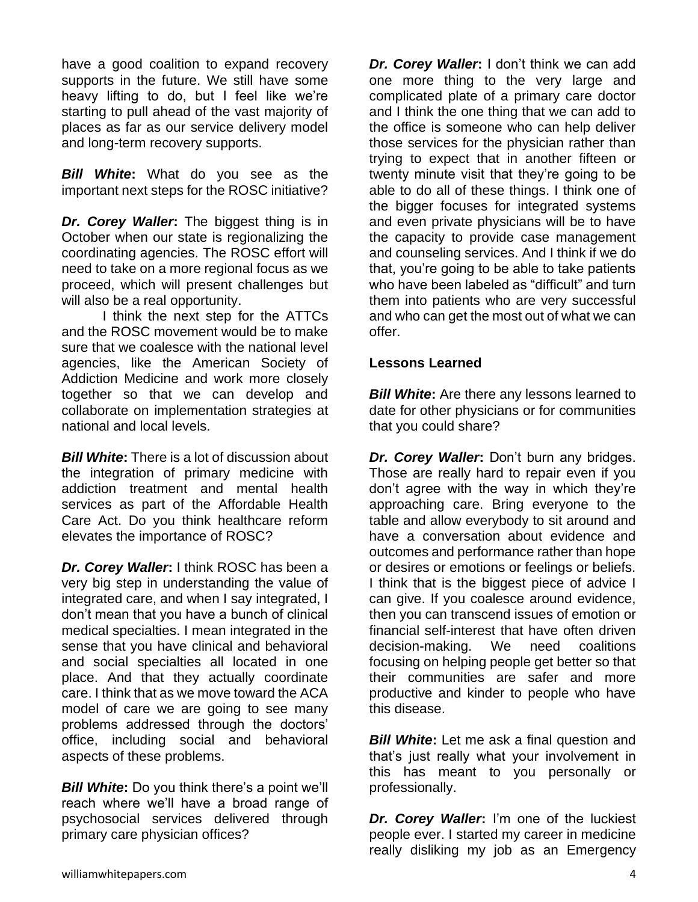have a good coalition to expand recovery supports in the future. We still have some heavy lifting to do, but I feel like we're starting to pull ahead of the vast majority of places as far as our service delivery model and long-term recovery supports.

***Bill White*:** What do you see as the important next steps for the ROSC initiative?

***Dr. Corey Waller*:** The biggest thing is in October when our state is regionalizing the coordinating agencies. The ROSC effort will need to take on a more regional focus as we proceed, which will present challenges but will also be a real opportunity.

I think the next step for the ATTCs and the ROSC movement would be to make sure that we coalesce with the national level agencies, like the American Society of Addiction Medicine and work more closely together so that we can develop and collaborate on implementation strategies at national and local levels.

***Bill White*:** There is a lot of discussion about the integration of primary medicine with addiction treatment and mental health services as part of the Affordable Health Care Act. Do you think healthcare reform elevates the importance of ROSC?

***Dr. Corey Waller*:** I think ROSC has been a very big step in understanding the value of integrated care, and when I say integrated, I don't mean that you have a bunch of clinical medical specialties. I mean integrated in the sense that you have clinical and behavioral and social specialties all located in one place. And that they actually coordinate care. I think that as we move toward the ACA model of care we are going to see many problems addressed through the doctors' office, including social and behavioral aspects of these problems.

***Bill White*:** Do you think there's a point we'll reach where we'll have a broad range of psychosocial services delivered through primary care physician offices?

***Dr. Corey Waller*:** I don't think we can add one more thing to the very large and complicated plate of a primary care doctor and I think the one thing that we can add to the office is someone who can help deliver those services for the physician rather than trying to expect that in another fifteen or twenty minute visit that they're going to be able to do all of these things. I think one of the bigger focuses for integrated systems and even private physicians will be to have the capacity to provide case management and counseling services. And I think if we do that, you're going to be able to take patients who have been labeled as "difficult" and turn them into patients who are very successful and who can get the most out of what we can offer.

**Lessons Learned**

***Bill White*:** Are there any lessons learned to date for other physicians or for communities that you could share?

***Dr. Corey Waller*:** Don't burn any bridges. Those are really hard to repair even if you don't agree with the way in which they're approaching care. Bring everyone to the table and allow everybody to sit around and have a conversation about evidence and outcomes and performance rather than hope or desires or emotions or feelings or beliefs. I think that is the biggest piece of advice I can give. If you coalesce around evidence, then you can transcend issues of emotion or financial self-interest that have often driven decision-making. We need coalitions focusing on helping people get better so that their communities are safer and more productive and kinder to people who have this disease.

***Bill White*:** Let me ask a final question and that's just really what your involvement in this has meant to you personally or professionally.

***Dr. Corey Waller*:** I'm one of the luckiest people ever. I started my career in medicine really disliking my job as an Emergency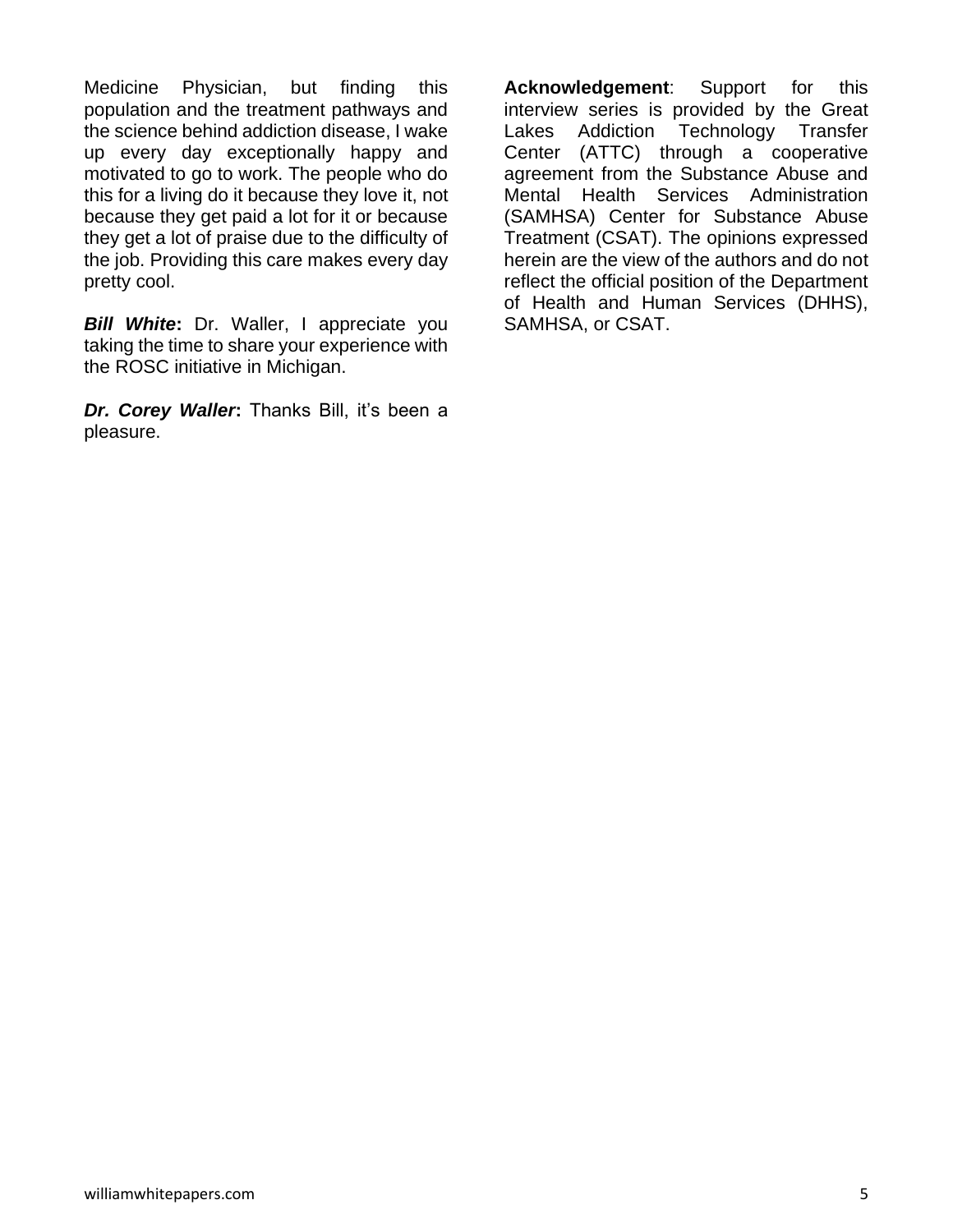Medicine Physician, but finding this population and the treatment pathways and the science behind addiction disease, I wake up every day exceptionally happy and motivated to go to work. The people who do this for a living do it because they love it, not because they get paid a lot for it or because they get a lot of praise due to the difficulty of the job. Providing this care makes every day pretty cool.

***Bill White*:** Dr. Waller, I appreciate you taking the time to share your experience with the ROSC initiative in Michigan.

***Dr. Corey Waller*:** Thanks Bill, it's been a pleasure.

**Acknowledgement**: Support for this interview series is provided by the Great Lakes Addiction Technology Transfer Center (ATTC) through a cooperative agreement from the Substance Abuse and Mental Health Services Administration (SAMHSA) Center for Substance Abuse Treatment (CSAT). The opinions expressed herein are the view of the authors and do not reflect the official position of the Department of Health and Human Services (DHHS), SAMHSA, or CSAT.